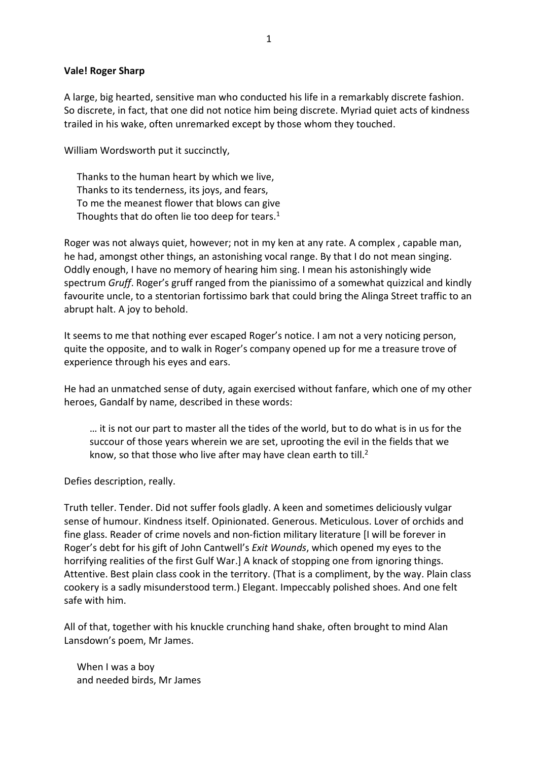**Vale! Roger Sharp**

A large, big hearted, sensitive man who conducted his life in a remarkably discrete fashion. So discrete, in fact, that one did not notice him being discrete. Myriad quiet acts of kindness trailed in his wake, often unremarked except by those whom they touched.

William Wordsworth put it succinctly,

> Thanks to the human heart by which we live,
> Thanks to its tenderness, its joys, and fears,
> To me the meanest flower that blows can give
> Thoughts that do often lie too deep for tears.[1]

Roger was not always quiet, however; not in my ken at any rate. A complex , capable man, he had, amongst other things, an astonishing vocal range. By that I do not mean singing. Oddly enough, I have no memory of hearing him sing. I mean his astonishingly wide spectrum *Gruff*. Roger's gruff ranged from the pianissimo of a somewhat quizzical and kindly favourite uncle, to a stentorian fortissimo bark that could bring the Alinga Street traffic to an abrupt halt. A joy to behold.

It seems to me that nothing ever escaped Roger's notice. I am not a very noticing person, quite the opposite, and to walk in Roger's company opened up for me a treasure trove of experience through his eyes and ears.

He had an unmatched sense of duty, again exercised without fanfare, which one of my other heroes, Gandalf by name, described in these words:

> … it is not our part to master all the tides of the world, but to do what is in us for the succour of those years wherein we are set, uprooting the evil in the fields that we know, so that those who live after may have clean earth to till.[2]

Defies description, really.

Truth teller. Tender. Did not suffer fools gladly. A keen and sometimes deliciously vulgar sense of humour. Kindness itself. Opinionated. Generous. Meticulous. Lover of orchids and fine glass. Reader of crime novels and non-fiction military literature [I will be forever in Roger's debt for his gift of John Cantwell's *Exit Wounds*, which opened my eyes to the horrifying realities of the first Gulf War.] A knack of stopping one from ignoring things. Attentive. Best plain class cook in the territory. (That is a compliment, by the way. Plain class cookery is a sadly misunderstood term.) Elegant. Impeccably polished shoes. And one felt safe with him.

All of that, together with his knuckle crunching hand shake, often brought to mind Alan Lansdown's poem, Mr James.

> When I was a boy
> and needed birds, Mr James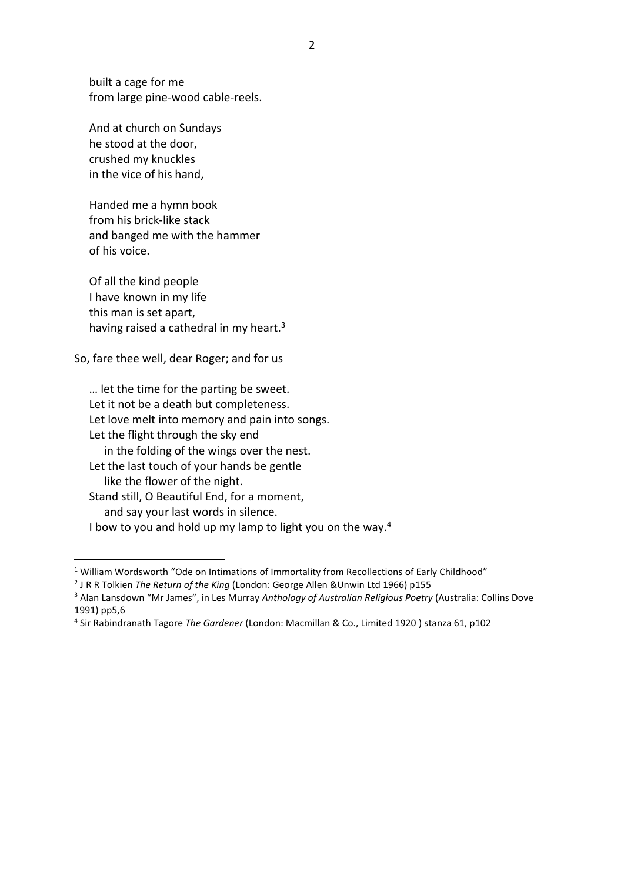built a cage for me  
from large pine-wood cable-reels.

And at church on Sundays  
he stood at the door,  
crushed my knuckles  
in the vice of his hand,

Handed me a hymn book  
from his brick-like stack  
and banged me with the hammer  
of his voice.

Of all the kind people  
I have known in my life  
this man is set apart,  
having raised a cathedral in my heart.[3]

So, fare thee well, dear Roger; and for us

… let the time for the parting be sweet.  
Let it not be a death but completeness.  
Let love melt into memory and pain into songs.  
Let the flight through the sky end  
  in the folding of the wings over the nest.  
Let the last touch of your hands be gentle  
  like the flower of the night.  
Stand still, O Beautiful End, for a moment,  
  and say your last words in silence.  
I bow to you and hold up my lamp to light you on the way.[4]

---

[1] William Wordsworth "Ode on Intimations of Immortality from Recollections of Early Childhood"

[2] J R R Tolkien *The Return of the King* (London: George Allen &Unwin Ltd 1966) p155

[3] Alan Lansdown "Mr James", in Les Murray *Anthology of Australian Religious Poetry* (Australia: Collins Dove 1991) pp5,6

[4] Sir Rabindranath Tagore *The Gardener* (London: Macmillan & Co., Limited 1920 ) stanza 61, p102